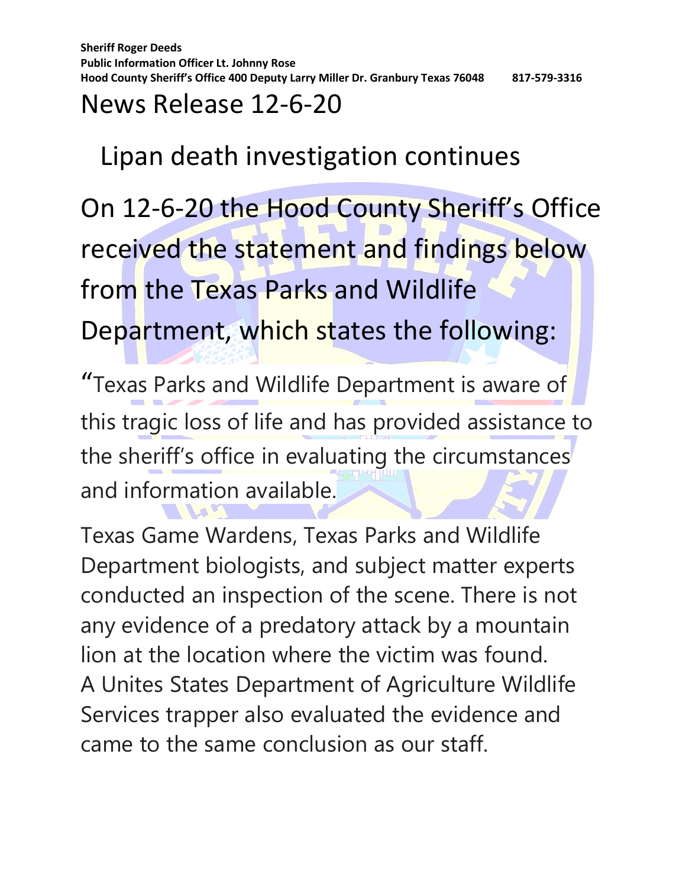**Sheriff Roger Deeds**
**Public Information Officer Lt. Johnny Rose**
**Hood County Sheriff's Office 400 Deputy Larry Miller Dr. Granbury Texas 76048 817-579-3316**

# News Release 12-6-20

## Lipan death investigation continues

On 12-6-20 the Hood County Sheriff's Office received the statement and findings below from the Texas Parks and Wildlife Department, which states the following:

"Texas Parks and Wildlife Department is aware of this tragic loss of life and has provided assistance to the sheriff's office in evaluating the circumstances and information available.

Texas Game Wardens, Texas Parks and Wildlife Department biologists, and subject matter experts conducted an inspection of the scene. There is not any evidence of a predatory attack by a mountain lion at the location where the victim was found. A Unites States Department of Agriculture Wildlife Services trapper also evaluated the evidence and came to the same conclusion as our staff.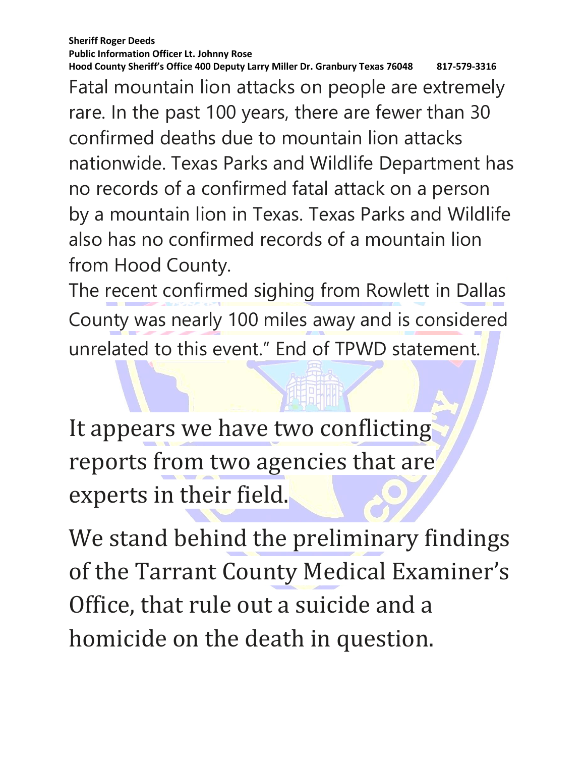**Sheriff Roger Deeds**
**Public Information Officer Lt. Johnny Rose**
**Hood County Sheriff's Office 400 Deputy Larry Miller Dr. Granbury Texas 76048 817-579-3316**

Fatal mountain lion attacks on people are extremely rare. In the past 100 years, there are fewer than 30 confirmed deaths due to mountain lion attacks nationwide. Texas Parks and Wildlife Department has no records of a confirmed fatal attack on a person by a mountain lion in Texas. Texas Parks and Wildlife also has no confirmed records of a mountain lion from Hood County.

The recent confirmed sighing from Rowlett in Dallas County was nearly 100 miles away and is considered unrelated to this event." End of TPWD statement.

It appears we have two conflicting reports from two agencies that are experts in their field.

We stand behind the preliminary findings of the Tarrant County Medical Examiner's Office, that rule out a suicide and a homicide on the death in question.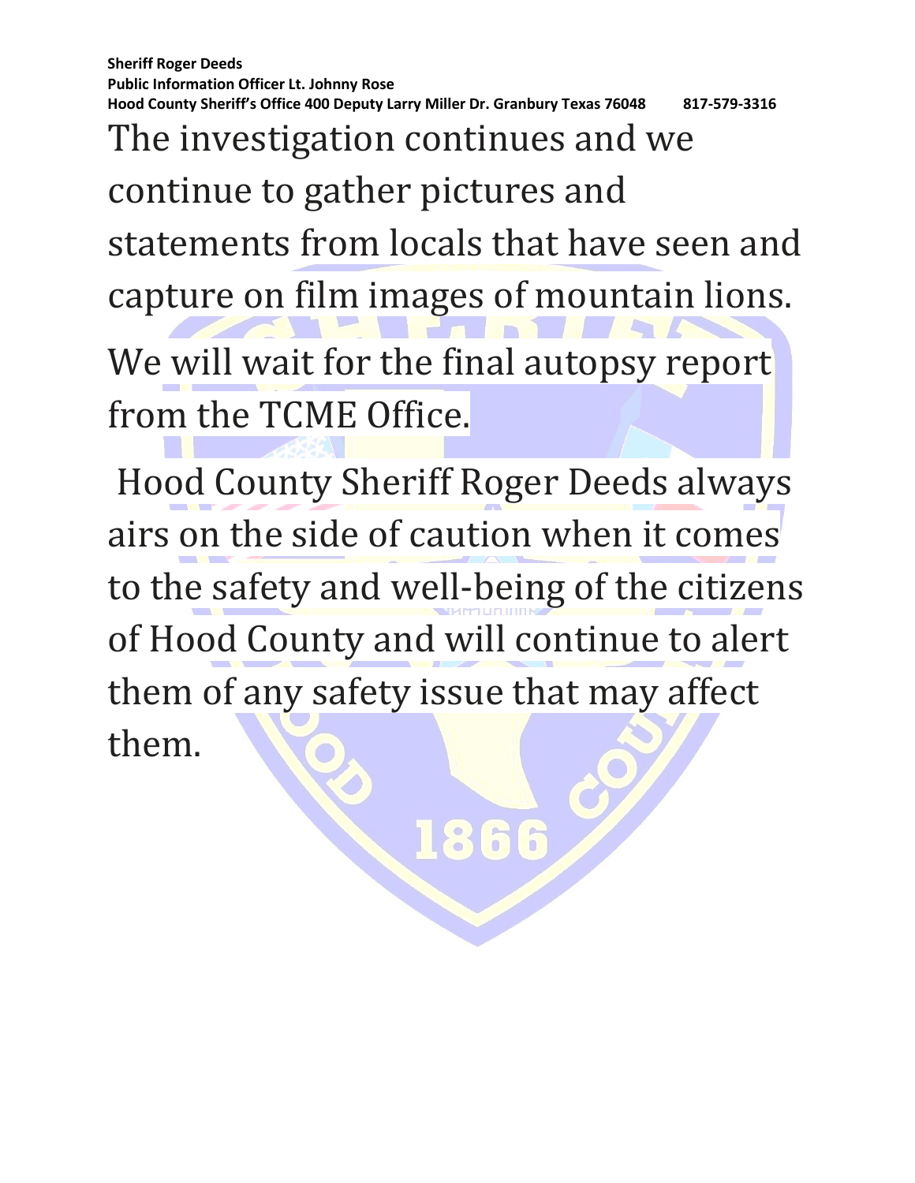The investigation continues and we continue to gather pictures and statements from locals that have seen and capture on film images of mountain lions.

We will wait for the final autopsy report from the TCME Office.

Hood County Sheriff Roger Deeds always airs on the side of caution when it comes to the safety and well-being of the citizens of Hood County and will continue to alert them of any safety issue that may affect them.